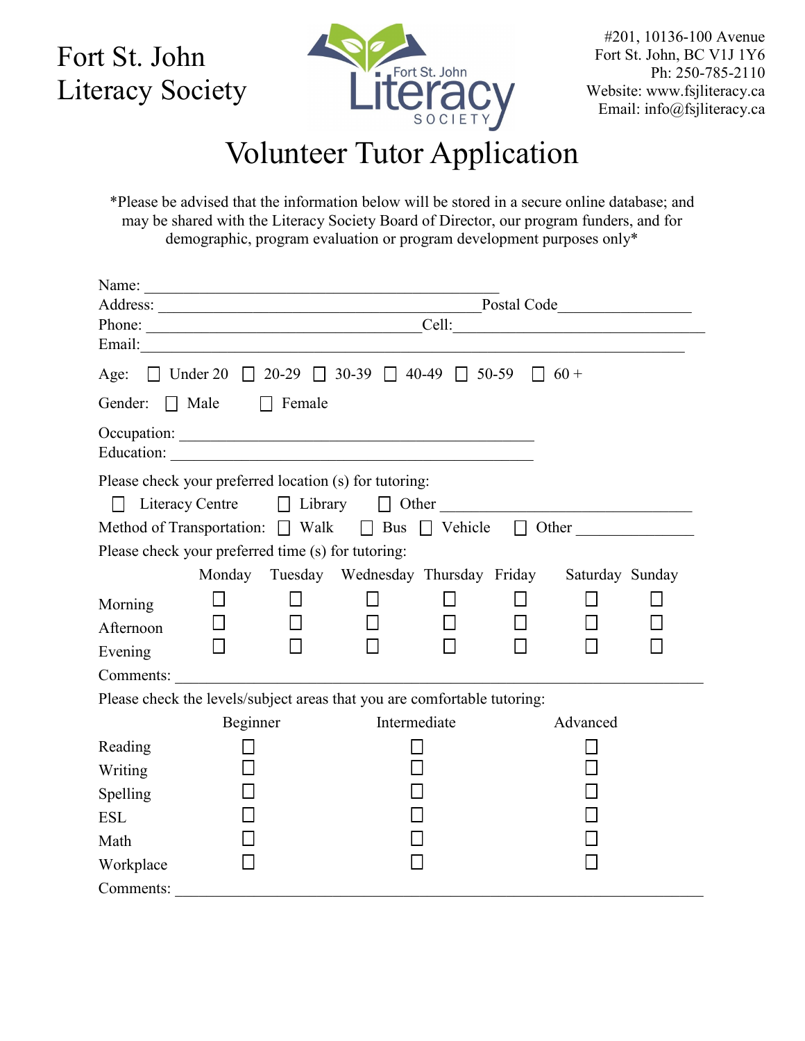# Fort St. John Literacy Society

#201, 10136-100 Avenue
Fort St. John, BC V1J 1Y6
Ph: 250-785-2110
Website: www.fsjliteracy.ca
Email: info@fsjliteracy.ca

## Volunteer Tutor Application

*Please be advised that the information below will be stored in a secure online database; and may be shared with the Literacy Society Board of Director, our program funders, and for demographic, program evaluation or program development purposes only*

Name: ______________________________________________

Address: ______________________________________________ Postal Code________________

Phone: ____________________________________ Cell: _________________________________

Email: __________________________________________________________________________

Age: ☐ Under 20 ☐ 20-29 ☐ 30-39 ☐ 40-49 ☐ 50-59 ☐ 60 +

Gender: ☐ Male ☐ Female

Occupation: ______________________________________________

Education: ______________________________________________

Please check your preferred location (s) for tutoring:

☐ Literacy Centre ☐ Library ☐ Other _________________________________

Method of Transportation: ☐ Walk ☐ Bus ☐ Vehicle ☐ Other _______________

Please check your preferred time (s) for tutoring:

| | Monday | Tuesday | Wednesday | Thursday | Friday | Saturday | Sunday |
|---|---|---|---|---|---|---|---|
| Morning | ☐ | ☐ | ☐ | ☐ | ☐ | ☐ | ☐ |
| Afternoon | ☐ | ☐ | ☐ | ☐ | ☐ | ☐ | ☐ |
| Evening | ☐ | ☐ | ☐ | ☐ | ☐ | ☐ | ☐ |

Comments: ______________________________________________________________________

Please check the levels/subject areas that you are comfortable tutoring:

| | Beginner | Intermediate | Advanced |
|---|---|---|---|
| Reading | ☐ | ☐ | ☐ |
| Writing | ☐ | ☐ | ☐ |
| Spelling | ☐ | ☐ | ☐ |
| ESL | ☐ | ☐ | ☐ |
| Math | ☐ | ☐ | ☐ |
| Workplace | ☐ | ☐ | ☐ |

Comments: ______________________________________________________________________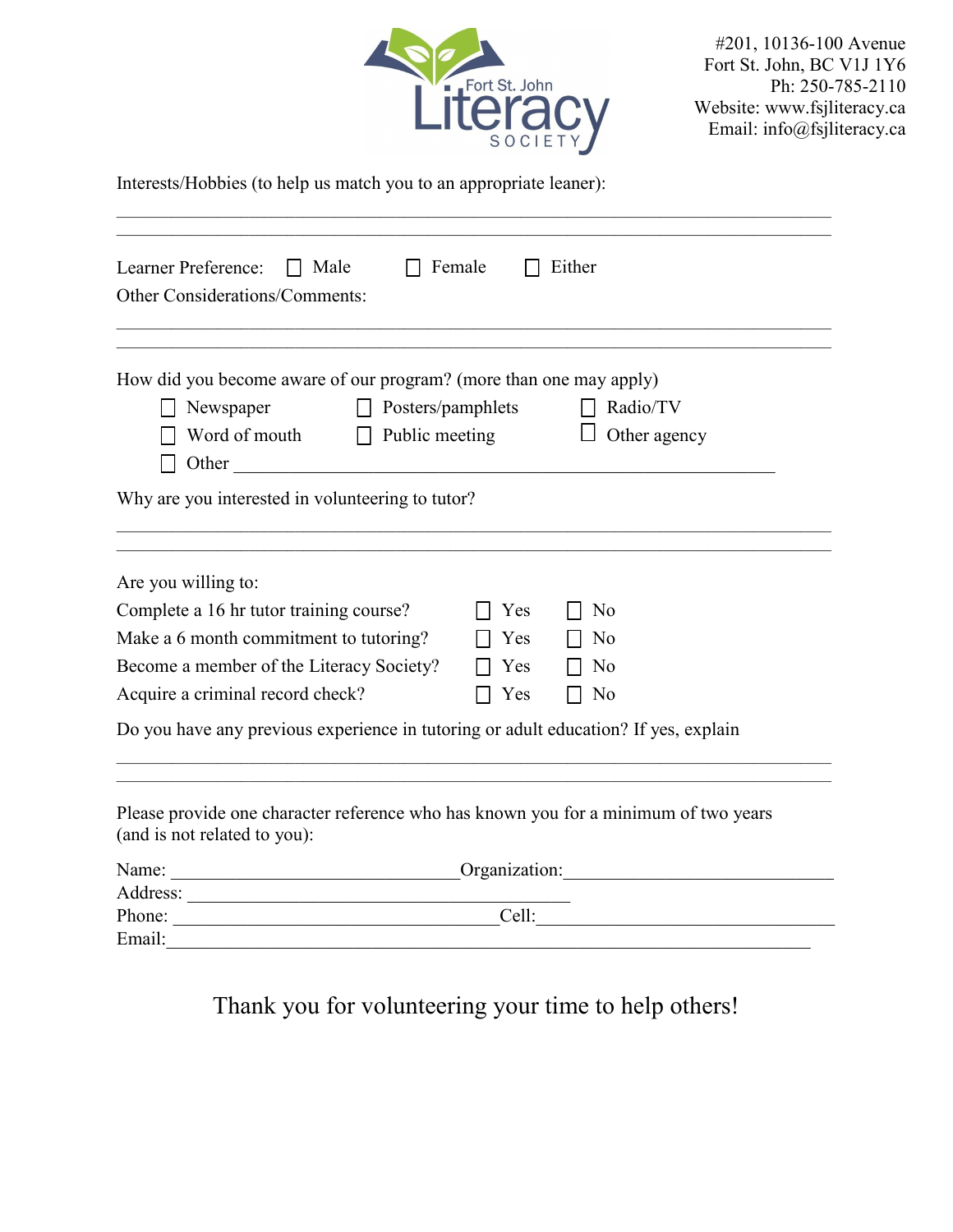#201, 10136-100 Avenue
Fort St. John, BC V1J 1Y6
Ph: 250-785-2110
Website: www.fsjliteracy.ca
Email: info@fsjliteracy.ca

Interests/Hobbies (to help us match you to an appropriate leaner):

\_\_\_\_\_\_\_\_\_\_\_\_\_\_\_\_\_\_\_\_\_\_\_\_\_\_\_\_\_\_\_\_\_\_\_\_\_\_\_\_\_\_\_\_\_\_\_\_\_\_\_\_\_\_\_\_\_\_\_\_\_\_\_\_\_\_\_\_\_\_

\_\_\_\_\_\_\_\_\_\_\_\_\_\_\_\_\_\_\_\_\_\_\_\_\_\_\_\_\_\_\_\_\_\_\_\_\_\_\_\_\_\_\_\_\_\_\_\_\_\_\_\_\_\_\_\_\_\_\_\_\_\_\_\_\_\_\_\_\_\_

Learner Preference: ☐ Male ☐ Female ☐ Either

Other Considerations/Comments:

\_\_\_\_\_\_\_\_\_\_\_\_\_\_\_\_\_\_\_\_\_\_\_\_\_\_\_\_\_\_\_\_\_\_\_\_\_\_\_\_\_\_\_\_\_\_\_\_\_\_\_\_\_\_\_\_\_\_\_\_\_\_\_\_\_\_\_\_\_\_

\_\_\_\_\_\_\_\_\_\_\_\_\_\_\_\_\_\_\_\_\_\_\_\_\_\_\_\_\_\_\_\_\_\_\_\_\_\_\_\_\_\_\_\_\_\_\_\_\_\_\_\_\_\_\_\_\_\_\_\_\_\_\_\_\_\_\_\_\_\_

How did you become aware of our program? (more than one may apply)

☐ Newspaper ☐ Posters/pamphlets ☐ Radio/TV

☐ Word of mouth ☐ Public meeting ☐ Other agency

☐ Other \_\_\_\_\_\_\_\_\_\_\_\_\_\_\_\_\_\_\_\_\_\_\_\_\_\_\_\_\_\_\_\_\_\_\_\_\_\_\_\_\_\_\_\_\_\_\_\_\_\_\_\_

Why are you interested in volunteering to tutor?

\_\_\_\_\_\_\_\_\_\_\_\_\_\_\_\_\_\_\_\_\_\_\_\_\_\_\_\_\_\_\_\_\_\_\_\_\_\_\_\_\_\_\_\_\_\_\_\_\_\_\_\_\_\_\_\_\_\_\_\_\_\_\_\_\_\_\_\_\_\_

\_\_\_\_\_\_\_\_\_\_\_\_\_\_\_\_\_\_\_\_\_\_\_\_\_\_\_\_\_\_\_\_\_\_\_\_\_\_\_\_\_\_\_\_\_\_\_\_\_\_\_\_\_\_\_\_\_\_\_\_\_\_\_\_\_\_\_\_\_\_

Are you willing to:

| | | |
|---|---|---|
| Complete a 16 hr tutor training course? | ☐ Yes | ☐ No |
| Make a 6 month commitment to tutoring? | ☐ Yes | ☐ No |
| Become a member of the Literacy Society? | ☐ Yes | ☐ No |
| Acquire a criminal record check? | ☐ Yes | ☐ No |

Do you have any previous experience in tutoring or adult education? If yes, explain

\_\_\_\_\_\_\_\_\_\_\_\_\_\_\_\_\_\_\_\_\_\_\_\_\_\_\_\_\_\_\_\_\_\_\_\_\_\_\_\_\_\_\_\_\_\_\_\_\_\_\_\_\_\_\_\_\_\_\_\_\_\_\_\_\_\_\_\_\_\_

\_\_\_\_\_\_\_\_\_\_\_\_\_\_\_\_\_\_\_\_\_\_\_\_\_\_\_\_\_\_\_\_\_\_\_\_\_\_\_\_\_\_\_\_\_\_\_\_\_\_\_\_\_\_\_\_\_\_\_\_\_\_\_\_\_\_\_\_\_\_

Please provide one character reference who has known you for a minimum of two years (and is not related to you):

Name: \_\_\_\_\_\_\_\_\_\_\_\_\_\_\_\_\_\_\_\_\_\_\_\_\_\_\_\_\_\_ Organization: \_\_\_\_\_\_\_\_\_\_\_\_\_\_\_\_\_\_\_\_\_\_\_\_\_\_\_\_

Address: \_\_\_\_\_\_\_\_\_\_\_\_\_\_\_\_\_\_\_\_\_\_\_\_\_\_\_\_\_\_\_\_\_\_\_\_\_\_\_\_

Phone: \_\_\_\_\_\_\_\_\_\_\_\_\_\_\_\_\_\_\_\_\_\_\_\_\_\_\_\_\_\_\_\_\_\_\_ Cell: \_\_\_\_\_\_\_\_\_\_\_\_\_\_\_\_\_\_\_\_\_\_\_\_\_\_\_\_\_\_\_

Email: \_\_\_\_\_\_\_\_\_\_\_\_\_\_\_\_\_\_\_\_\_\_\_\_\_\_\_\_\_\_\_\_\_\_\_\_\_\_\_\_\_\_\_\_\_\_\_\_\_\_\_\_\_\_\_\_\_\_\_\_\_\_\_\_

Thank you for volunteering your time to help others!